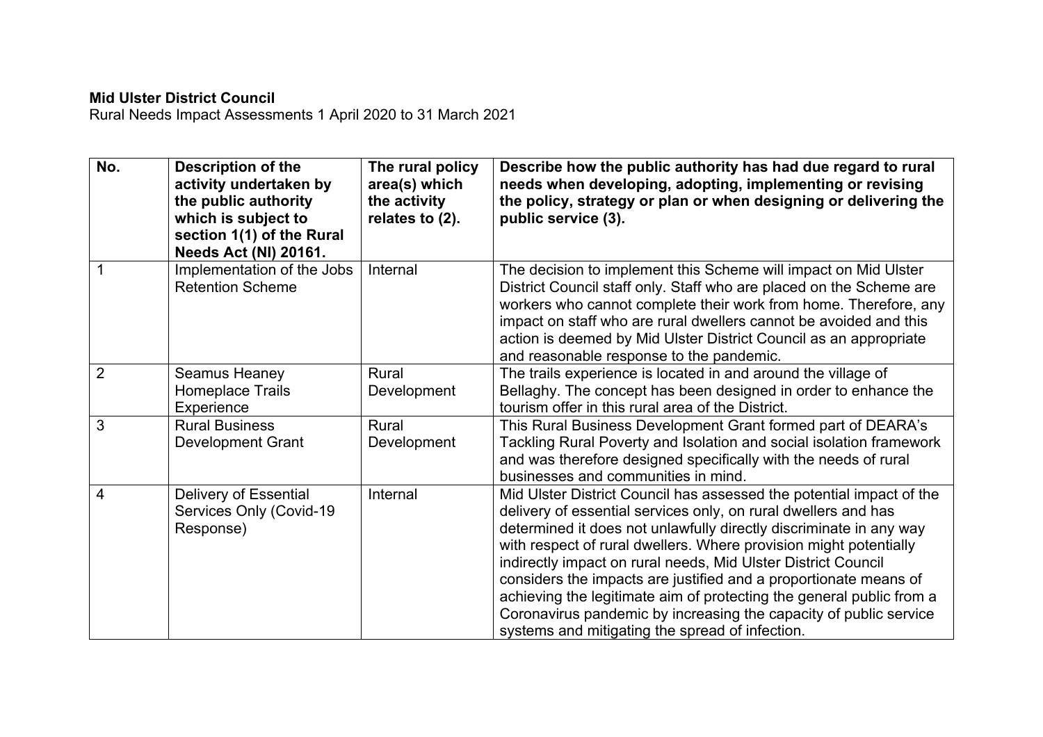**Mid Ulster District Council**
Rural Needs Impact Assessments 1 April 2020 to 31 March 2021

| No. | Description of the activity undertaken by the public authority which is subject to section 1(1) of the Rural Needs Act (NI) 20161. | The rural policy area(s) which the activity relates to (2). | Describe how the public authority has had due regard to rural needs when developing, adopting, implementing or revising the policy, strategy or plan or when designing or delivering the public service (3). |
|---|---|---|---|
| 1 | Implementation of the Jobs Retention Scheme | Internal | The decision to implement this Scheme will impact on Mid Ulster District Council staff only. Staff who are placed on the Scheme are workers who cannot complete their work from home. Therefore, any impact on staff who are rural dwellers cannot be avoided and this action is deemed by Mid Ulster District Council as an appropriate and reasonable response to the pandemic. |
| 2 | Seamus Heaney Homeplace Trails Experience | Rural Development | The trails experience is located in and around the village of Bellaghy. The concept has been designed in order to enhance the tourism offer in this rural area of the District. |
| 3 | Rural Business Development Grant | Rural Development | This Rural Business Development Grant formed part of DEARA's Tackling Rural Poverty and Isolation and social isolation framework and was therefore designed specifically with the needs of rural businesses and communities in mind. |
| 4 | Delivery of Essential Services Only (Covid-19 Response) | Internal | Mid Ulster District Council has assessed the potential impact of the delivery of essential services only, on rural dwellers and has determined it does not unlawfully directly discriminate in any way with respect of rural dwellers. Where provision might potentially indirectly impact on rural needs, Mid Ulster District Council considers the impacts are justified and a proportionate means of achieving the legitimate aim of protecting the general public from a Coronavirus pandemic by increasing the capacity of public service systems and mitigating the spread of infection. |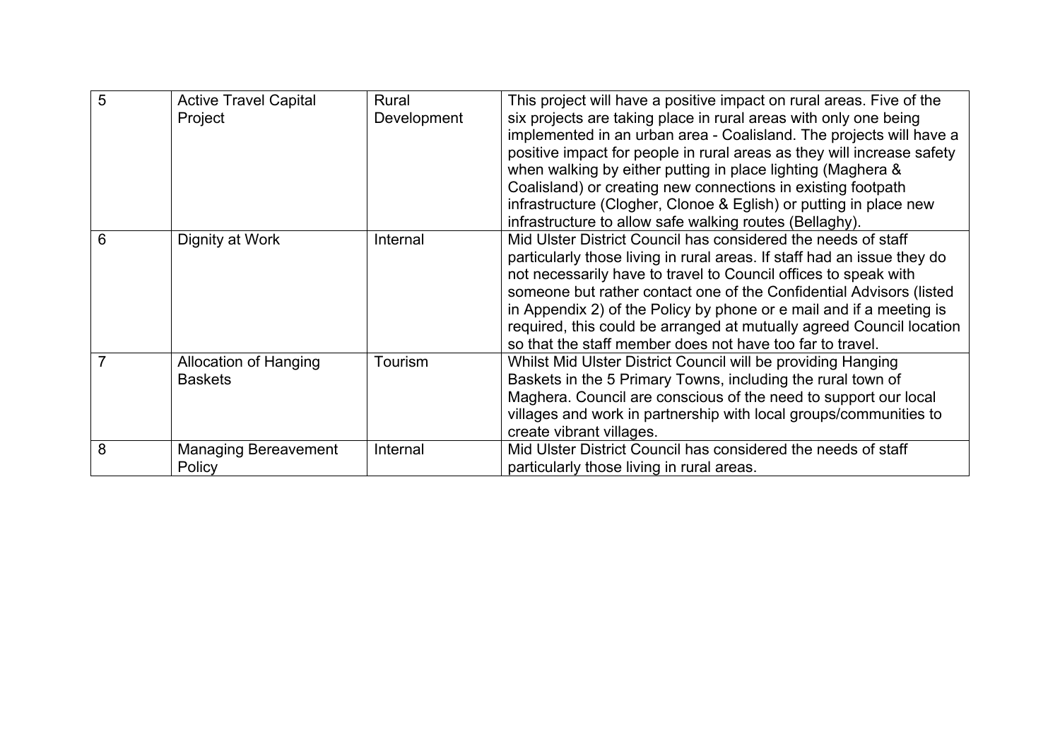| | | | |
|---|---|---|---|
| 5 | Active Travel Capital Project | Rural Development | This project will have a positive impact on rural areas. Five of the six projects are taking place in rural areas with only one being implemented in an urban area - Coalisland. The projects will have a positive impact for people in rural areas as they will increase safety when walking by either putting in place lighting (Maghera & Coalisland) or creating new connections in existing footpath infrastructure (Clogher, Clonoe & Eglish) or putting in place new infrastructure to allow safe walking routes (Bellaghy). |
| 6 | Dignity at Work | Internal | Mid Ulster District Council has considered the needs of staff particularly those living in rural areas. If staff had an issue they do not necessarily have to travel to Council offices to speak with someone but rather contact one of the Confidential Advisors (listed in Appendix 2) of the Policy by phone or e mail and if a meeting is required, this could be arranged at mutually agreed Council location so that the staff member does not have too far to travel. |
| 7 | Allocation of Hanging Baskets | Tourism | Whilst Mid Ulster District Council will be providing Hanging Baskets in the 5 Primary Towns, including the rural town of Maghera. Council are conscious of the need to support our local villages and work in partnership with local groups/communities to create vibrant villages. |
| 8 | Managing Bereavement Policy | Internal | Mid Ulster District Council has considered the needs of staff particularly those living in rural areas. |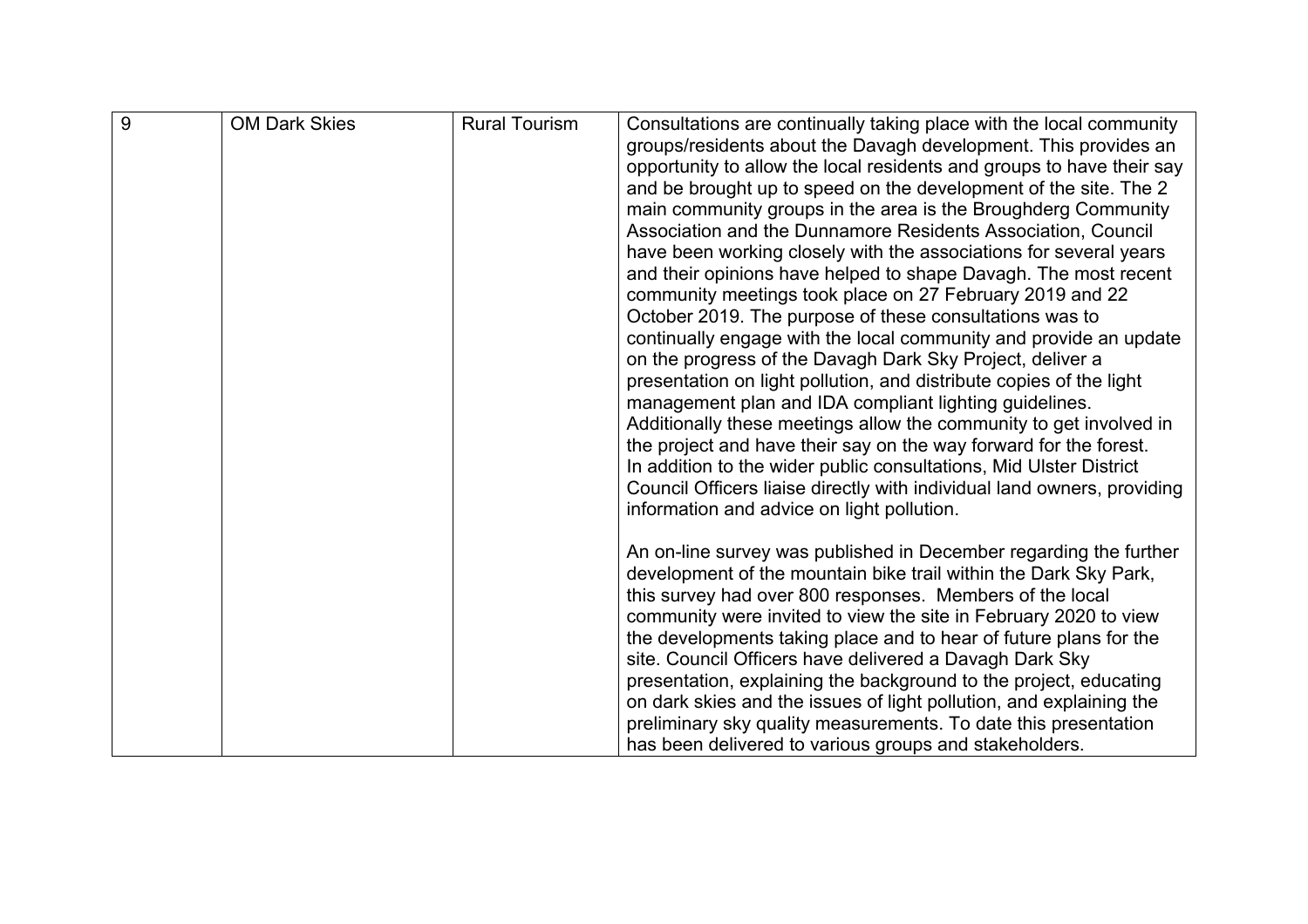| 9 | OM Dark Skies | Rural Tourism | Consultations are continually taking place with the local community groups/residents about the Davagh development. This provides an opportunity to allow the local residents and groups to have their say and be brought up to speed on the development of the site. The 2 main community groups in the area is the Broughderg Community Association and the Dunnamore Residents Association, Council have been working closely with the associations for several years and their opinions have helped to shape Davagh. The most recent community meetings took place on 27 February 2019 and 22 October 2019. The purpose of these consultations was to continually engage with the local community and provide an update on the progress of the Davagh Dark Sky Project, deliver a presentation on light pollution, and distribute copies of the light management plan and IDA compliant lighting guidelines. Additionally these meetings allow the community to get involved in the project and have their say on the way forward for the forest. In addition to the wider public consultations, Mid Ulster District Council Officers liaise directly with individual land owners, providing information and advice on light pollution.<br><br>An on-line survey was published in December regarding the further development of the mountain bike trail within the Dark Sky Park, this survey had over 800 responses. Members of the local community were invited to view the site in February 2020 to view the developments taking place and to hear of future plans for the site. Council Officers have delivered a Davagh Dark Sky presentation, explaining the background to the project, educating on dark skies and the issues of light pollution, and explaining the preliminary sky quality measurements. To date this presentation has been delivered to various groups and stakeholders. |
|---|---|---|---|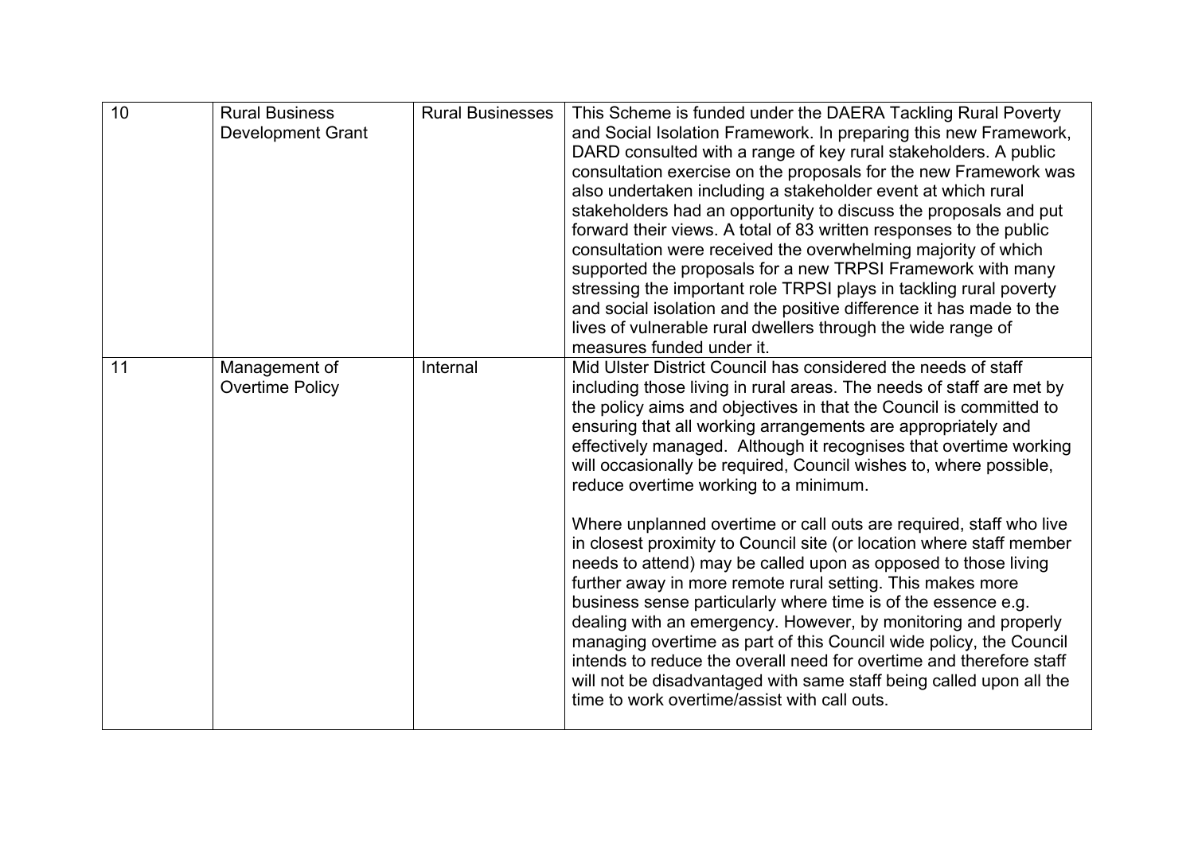| 10 | Rural Business Development Grant | Rural Businesses | This Scheme is funded under the DAERA Tackling Rural Poverty and Social Isolation Framework. In preparing this new Framework, DARD consulted with a range of key rural stakeholders. A public consultation exercise on the proposals for the new Framework was also undertaken including a stakeholder event at which rural stakeholders had an opportunity to discuss the proposals and put forward their views. A total of 83 written responses to the public consultation were received the overwhelming majority of which supported the proposals for a new TRPSI Framework with many stressing the important role TRPSI plays in tackling rural poverty and social isolation and the positive difference it has made to the lives of vulnerable rural dwellers through the wide range of measures funded under it. |
|---|---|---|---|
| 11 | Management of Overtime Policy | Internal | Mid Ulster District Council has considered the needs of staff including those living in rural areas. The needs of staff are met by the policy aims and objectives in that the Council is committed to ensuring that all working arrangements are appropriately and effectively managed. Although it recognises that overtime working will occasionally be required, Council wishes to, where possible, reduce overtime working to a minimum.<br><br>Where unplanned overtime or call outs are required, staff who live in closest proximity to Council site (or location where staff member needs to attend) may be called upon as opposed to those living further away in more remote rural setting. This makes more business sense particularly where time is of the essence e.g. dealing with an emergency. However, by monitoring and properly managing overtime as part of this Council wide policy, the Council intends to reduce the overall need for overtime and therefore staff will not be disadvantaged with same staff being called upon all the time to work overtime/assist with call outs. |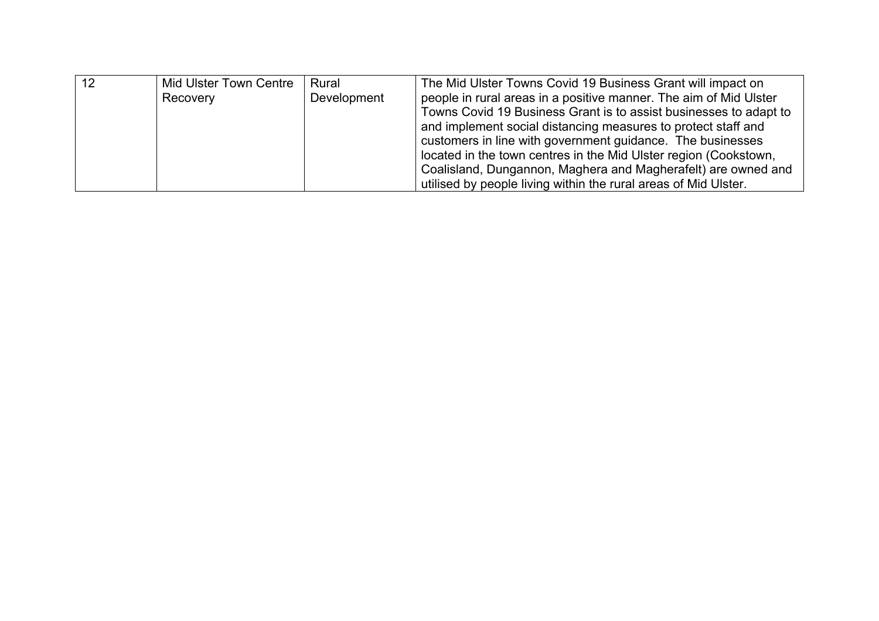| | | | |
|---|---|---|---|
| 12 | Mid Ulster Town Centre Recovery | Rural Development | The Mid Ulster Towns Covid 19 Business Grant will impact on people in rural areas in a positive manner. The aim of Mid Ulster Towns Covid 19 Business Grant is to assist businesses to adapt to and implement social distancing measures to protect staff and customers in line with government guidance. The businesses located in the town centres in the Mid Ulster region (Cookstown, Coalisland, Dungannon, Maghera and Magherafelt) are owned and utilised by people living within the rural areas of Mid Ulster. |